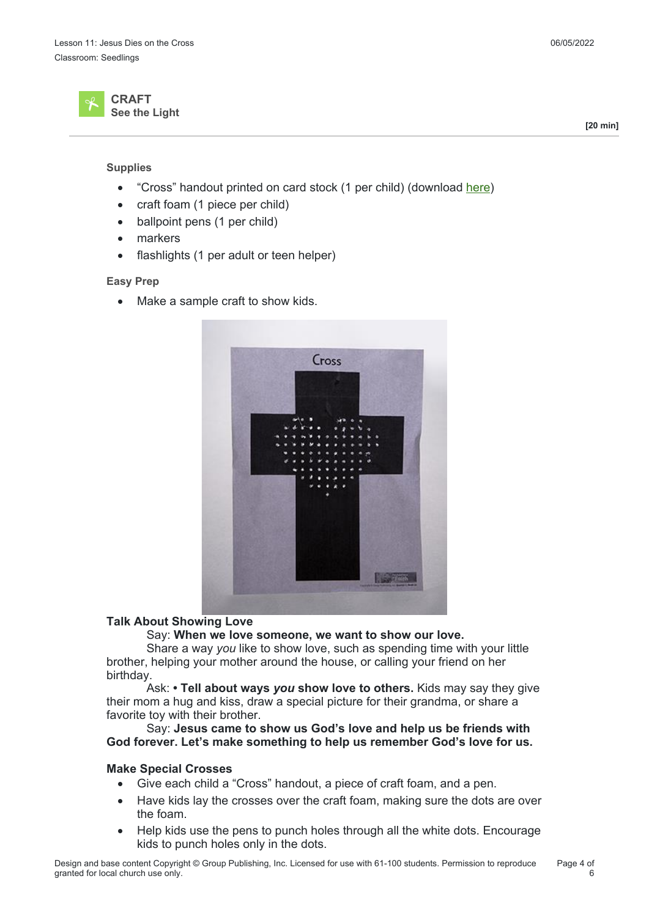Lesson 11: Jesus Dies on the Cross

Classroom: Seedlings

06/05/2022

## CRAFT
### See the Light

**[20 min]**

**Supplies**

- "Cross" handout printed on card stock (1 per child) (download here)
- craft foam (1 piece per child)
- ballpoint pens (1 per child)
- markers
- flashlights (1 per adult or teen helper)

**Easy Prep**

- Make a sample craft to show kids.

**Talk About Showing Love**

Say: **When we love someone, we want to show our love.**

Share a way *you* like to show love, such as spending time with your little brother, helping your mother around the house, or calling your friend on her birthday.

Ask: **• Tell about ways *you* show love to others.** Kids may say they give their mom a hug and kiss, draw a special picture for their grandma, or share a favorite toy with their brother.

Say: **Jesus came to show us God's love and help us be friends with God forever. Let's make something to help us remember God's love for us.**

**Make Special Crosses**

- Give each child a "Cross" handout, a piece of craft foam, and a pen.
- Have kids lay the crosses over the craft foam, making sure the dots are over the foam.
- Help kids use the pens to punch holes through all the white dots. Encourage kids to punch holes only in the dots.

Design and base content Copyright © Group Publishing, Inc. Licensed for use with 61-100 students. Permission to reproduce granted for local church use only.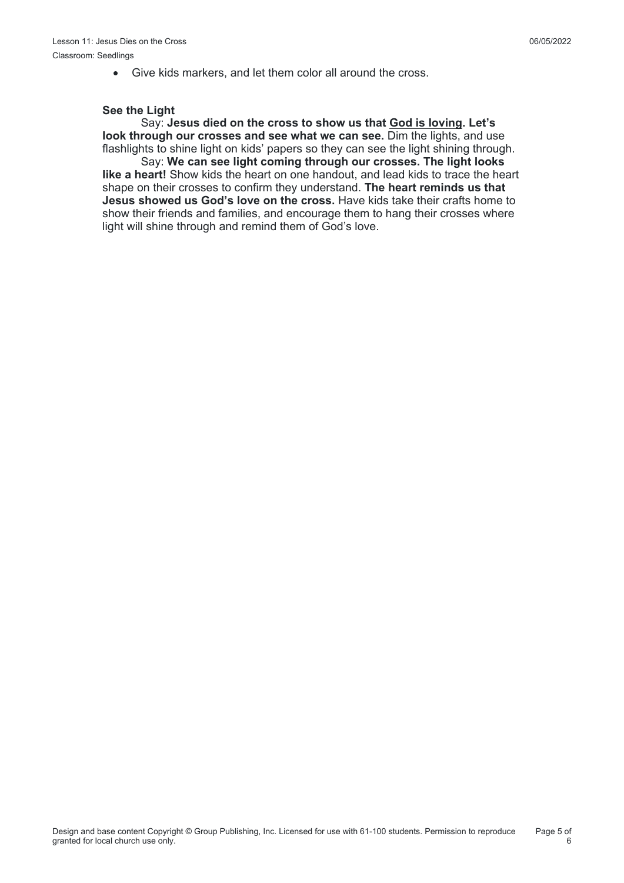- Give kids markers, and let them color all around the cross.

**See the Light**

Say: **Jesus died on the cross to show us that <u>God is loving</u>. Let's look through our crosses and see what we can see.** Dim the lights, and use flashlights to shine light on kids' papers so they can see the light shining through.

Say: **We can see light coming through our crosses. The light looks like a heart!** Show kids the heart on one handout, and lead kids to trace the heart shape on their crosses to confirm they understand. **The heart reminds us that Jesus showed us God's love on the cross.** Have kids take their crafts home to show their friends and families, and encourage them to hang their crosses where light will shine through and remind them of God's love.